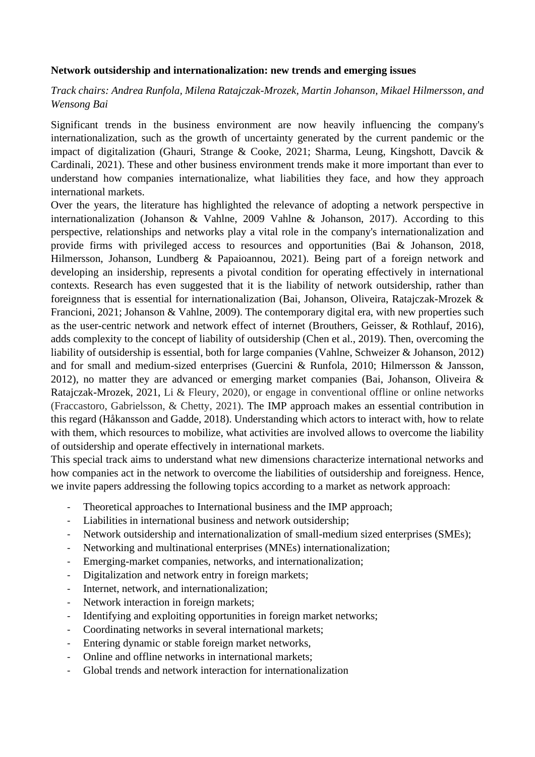**Network outsidership and internationalization: new trends and emerging issues**

*Track chairs: Andrea Runfola, Milena Ratajczak-Mrozek, Martin Johanson, Mikael Hilmersson, and Wensong Bai*

Significant trends in the business environment are now heavily influencing the company's internationalization, such as the growth of uncertainty generated by the current pandemic or the impact of digitalization (Ghauri, Strange & Cooke, 2021; Sharma, Leung, Kingshott, Davcik & Cardinali, 2021). These and other business environment trends make it more important than ever to understand how companies internationalize, what liabilities they face, and how they approach international markets.

Over the years, the literature has highlighted the relevance of adopting a network perspective in internationalization (Johanson & Vahlne, 2009 Vahlne & Johanson, 2017). According to this perspective, relationships and networks play a vital role in the company's internationalization and provide firms with privileged access to resources and opportunities (Bai & Johanson, 2018, Hilmersson, Johanson, Lundberg & Papaioannou, 2021). Being part of a foreign network and developing an insidership, represents a pivotal condition for operating effectively in international contexts. Research has even suggested that it is the liability of network outsidership, rather than foreignness that is essential for internationalization (Bai, Johanson, Oliveira, Ratajczak-Mrozek & Francioni, 2021; Johanson & Vahlne, 2009). The contemporary digital era, with new properties such as the user-centric network and network effect of internet (Brouthers, Geisser, & Rothlauf, 2016), adds complexity to the concept of liability of outsidership (Chen et al., 2019). Then, overcoming the liability of outsidership is essential, both for large companies (Vahlne, Schweizer & Johanson, 2012) and for small and medium-sized enterprises (Guercini & Runfola, 2010; Hilmersson & Jansson, 2012), no matter they are advanced or emerging market companies (Bai, Johanson, Oliveira & Ratajczak-Mrozek, 2021, Li & Fleury, 2020), or engage in conventional offline or online networks (Fraccastoro, Gabrielsson, & Chetty, 2021). The IMP approach makes an essential contribution in this regard (Håkansson and Gadde, 2018). Understanding which actors to interact with, how to relate with them, which resources to mobilize, what activities are involved allows to overcome the liability of outsidership and operate effectively in international markets.

This special track aims to understand what new dimensions characterize international networks and how companies act in the network to overcome the liabilities of outsidership and foreigness. Hence, we invite papers addressing the following topics according to a market as network approach:

- Theoretical approaches to International business and the IMP approach;
- Liabilities in international business and network outsidership;
- Network outsidership and internationalization of small-medium sized enterprises (SMEs);
- Networking and multinational enterprises (MNEs) internationalization;
- Emerging-market companies, networks, and internationalization;
- Digitalization and network entry in foreign markets;
- Internet, network, and internationalization;
- Network interaction in foreign markets;
- Identifying and exploiting opportunities in foreign market networks;
- Coordinating networks in several international markets;
- Entering dynamic or stable foreign market networks,
- Online and offline networks in international markets;
- Global trends and network interaction for internationalization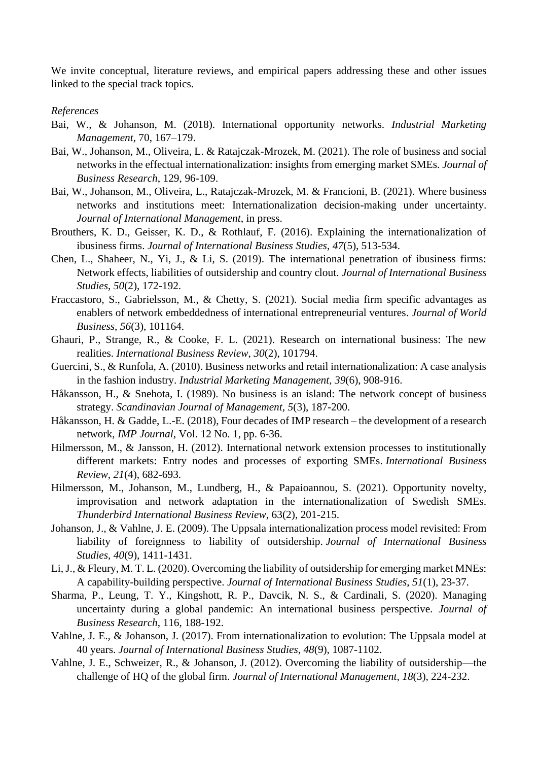We invite conceptual, literature reviews, and empirical papers addressing these and other issues linked to the special track topics.

*References*

Bai, W., & Johanson, M. (2018). International opportunity networks. *Industrial Marketing Management*, 70, 167–179.

Bai, W., Johanson, M., Oliveira, L. & Ratajczak-Mrozek, M. (2021). The role of business and social networks in the effectual internationalization: insights from emerging market SMEs. *Journal of Business Research*, 129, 96-109.

Bai, W., Johanson, M., Oliveira, L., Ratajczak-Mrozek, M. & Francioni, B. (2021). Where business networks and institutions meet: Internationalization decision-making under uncertainty. *Journal of International Management*, in press.

Brouthers, K. D., Geisser, K. D., & Rothlauf, F. (2016). Explaining the internationalization of ibusiness firms. *Journal of International Business Studies*, *47*(5), 513-534.

Chen, L., Shaheer, N., Yi, J., & Li, S. (2019). The international penetration of ibusiness firms: Network effects, liabilities of outsidership and country clout. *Journal of International Business Studies*, *50*(2), 172-192.

Fraccastoro, S., Gabrielsson, M., & Chetty, S. (2021). Social media firm specific advantages as enablers of network embeddedness of international entrepreneurial ventures. *Journal of World Business*, *56*(3), 101164.

Ghauri, P., Strange, R., & Cooke, F. L. (2021). Research on international business: The new realities. *International Business Review*, *30*(2), 101794.

Guercini, S., & Runfola, A. (2010). Business networks and retail internationalization: A case analysis in the fashion industry. *Industrial Marketing Management*, *39*(6), 908-916.

Håkansson, H., & Snehota, I. (1989). No business is an island: The network concept of business strategy. *Scandinavian Journal of Management*, *5*(3), 187-200.

Håkansson, H. & Gadde, L.-E. (2018), Four decades of IMP research – the development of a research network, *IMP Journal*, Vol. 12 No. 1, pp. 6-36.

Hilmersson, M., & Jansson, H. (2012). International network extension processes to institutionally different markets: Entry nodes and processes of exporting SMEs. *International Business Review*, *21*(4), 682-693.

Hilmersson, M., Johanson, M., Lundberg, H., & Papaioannou, S. (2021). Opportunity novelty, improvisation and network adaptation in the internationalization of Swedish SMEs. *Thunderbird International Business Review*, 63(2), 201-215.

Johanson, J., & Vahlne, J. E. (2009). The Uppsala internationalization process model revisited: From liability of foreignness to liability of outsidership. *Journal of International Business Studies*, *40*(9), 1411-1431.

Li, J., & Fleury, M. T. L. (2020). Overcoming the liability of outsidership for emerging market MNEs: A capability-building perspective. *Journal of International Business Studies*, *51*(1), 23-37.

Sharma, P., Leung, T. Y., Kingshott, R. P., Davcik, N. S., & Cardinali, S. (2020). Managing uncertainty during a global pandemic: An international business perspective. *Journal of Business Research*, 116, 188-192.

Vahlne, J. E., & Johanson, J. (2017). From internationalization to evolution: The Uppsala model at 40 years. *Journal of International Business Studies*, *48*(9), 1087-1102.

Vahlne, J. E., Schweizer, R., & Johanson, J. (2012). Overcoming the liability of outsidership—the challenge of HQ of the global firm. *Journal of International Management*, *18*(3), 224-232.